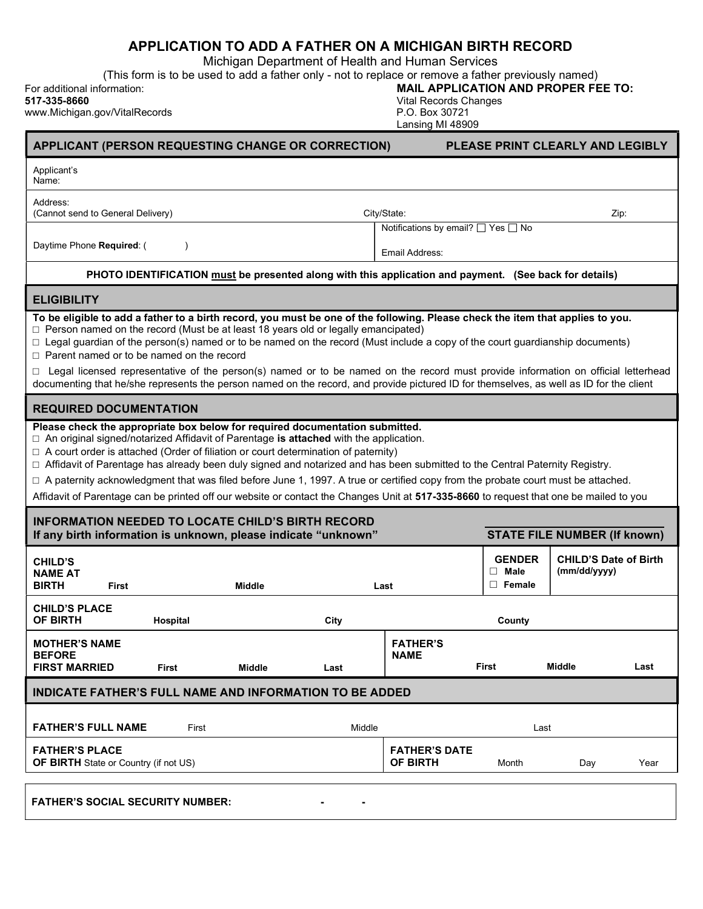# APPLICATION TO ADD A FATHER ON A MICHIGAN BIRTH RECORD

Michigan Department of Health and Human Services

(This form is to be used to add a father only - not to replace or remove a father previously named)

For additional information:
**517-335-8660**
www.Michigan.gov/VitalRecords

**MAIL APPLICATION AND PROPER FEE TO:**
Vital Records Changes
P.O. Box 30721
Lansing MI 48909

## APPLICANT (PERSON REQUESTING CHANGE OR CORRECTION) — PLEASE PRINT CLEARLY AND LEGIBLY

Applicant's Name:

Address: (Cannot send to General Delivery) City/State: Zip:

Daytime Phone **Required**: (  )

Notifications by email? ☐ Yes ☐ No

Email Address:

**PHOTO IDENTIFICATION must be presented along with this application and payment. (See back for details)**

## ELIGIBILITY

**To be eligible to add a father to a birth record, you must be one of the following. Please check the item that applies to you.**

- ☐ Person named on the record (Must be at least 18 years old or legally emancipated)
- ☐ Legal guardian of the person(s) named or to be named on the record (Must include a copy of the court guardianship documents)
- ☐ Parent named or to be named on the record
- ☐ Legal licensed representative of the person(s) named or to be named on the record must provide information on official letterhead documenting that he/she represents the person named on the record, and provide pictured ID for themselves, as well as ID for the client

## REQUIRED DOCUMENTATION

**Please check the appropriate box below for required documentation submitted.**

- ☐ An original signed/notarized Affidavit of Parentage **is attached** with the application.
- ☐ A court order is attached (Order of filiation or court determination of paternity)
- ☐ Affidavit of Parentage has already been duly signed and notarized and has been submitted to the Central Paternity Registry.
- ☐ A paternity acknowledgment that was filed before June 1, 1997. A true or certified copy from the probate court must be attached.

Affidavit of Parentage can be printed off our website or contact the Changes Unit at **517-335-8660** to request that one be mailed to you

## INFORMATION NEEDED TO LOCATE CHILD'S BIRTH RECORD

**If any birth information is unknown, please indicate "unknown"** — **STATE FILE NUMBER (If known)**

**CHILD'S NAME AT BIRTH** First Middle Last

**GENDER** ☐ Male ☐ Female

**CHILD'S Date of Birth (mm/dd/yyyy)**

**CHILD'S PLACE OF BIRTH** Hospital City County

**MOTHER'S NAME BEFORE FIRST MARRIED** First Middle Last

**FATHER'S NAME** First Middle Last

## INDICATE FATHER'S FULL NAME AND INFORMATION TO BE ADDED

**FATHER'S FULL NAME** First Middle Last

**FATHER'S PLACE OF BIRTH** State or Country (if not US)

**FATHER'S DATE OF BIRTH** Month Day Year

**FATHER'S SOCIAL SECURITY NUMBER:** - -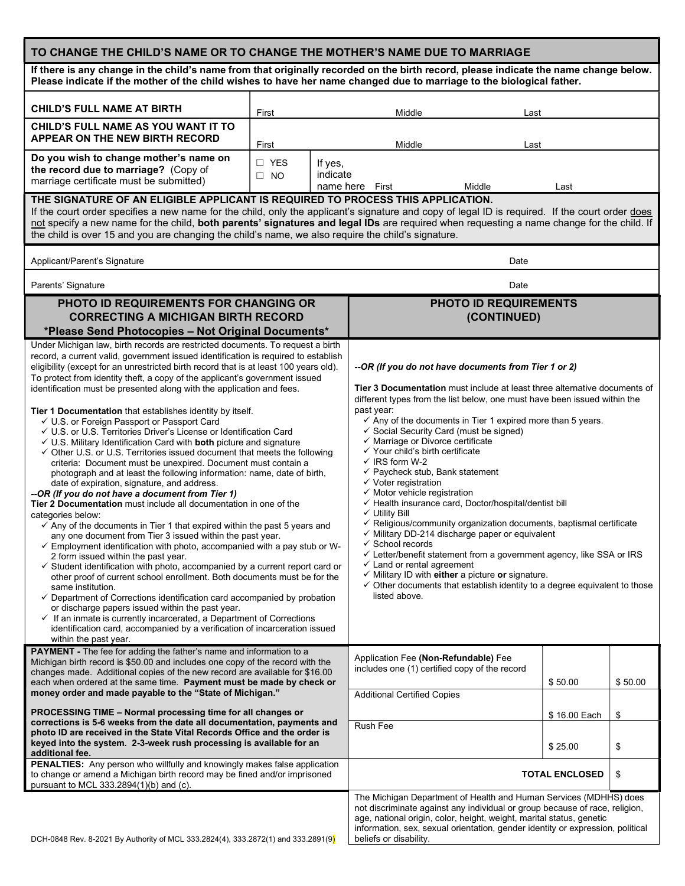## TO CHANGE THE CHILD'S NAME OR TO CHANGE THE MOTHER'S NAME DUE TO MARRIAGE

**If there is any change in the child's name from that originally recorded on the birth record, please indicate the name change below. Please indicate if the mother of the child wishes to have her name changed due to marriage to the biological father.**

| | | | |
|---|---|---|---|
| **CHILD'S FULL NAME AT BIRTH** | First | Middle | Last |
| **CHILD'S FULL NAME AS YOU WANT IT TO APPEAR ON THE NEW BIRTH RECORD** | First | Middle | Last |
| **Do you wish to change mother's name on the record due to marriage?** (Copy of marriage certificate must be submitted) | ☐ YES ☐ NO | If yes, indicate name here First Middle | Last |

**THE SIGNATURE OF AN ELIGIBLE APPLICANT IS REQUIRED TO PROCESS THIS APPLICATION.**
If the court order specifies a new name for the child, only the applicant's signature and copy of legal ID is required. If the court order does not specify a new name for the child, **both parents' signatures and legal IDs** are required when requesting a name change for the child. If the child is over 15 and you are changing the child's name, we also require the child's signature.

Applicant/Parent's Signature ____________________ Date ____________

Parents' Signature ____________________ Date ____________

## PHOTO ID REQUIREMENTS FOR CHANGING OR CORRECTING A MICHIGAN BIRTH RECORD

***Please Send Photocopies – Not Original Documents***

Under Michigan law, birth records are restricted documents. To request a birth record, a current valid, government issued identification is required to establish eligibility (except for an unrestricted birth record that is at least 100 years old). To protect from identity theft, a copy of the applicant's government issued identification must be presented along with the application and fees.

**Tier 1 Documentation** that establishes identity by itself.

- ✓ U.S. or Foreign Passport or Passport Card
- ✓ U.S. or U.S. Territories Driver's License or Identification Card
- ✓ U.S. Military Identification Card with **both** picture and signature
- ✓ Other U.S. or U.S. Territories issued document that meets the following criteria: Document must be unexpired. Document must contain a photograph and at least the following information: name, date of birth, date of expiration, signature, and address.

***--OR (If you do not have a document from Tier 1)***

**Tier 2 Documentation** must include all documentation in one of the categories below:

- ✓ Any of the documents in Tier 1 that expired within the past 5 years and any one document from Tier 3 issued within the past year.
- ✓ Employment identification with photo, accompanied with a pay stub or W-2 form issued within the past year.
- ✓ Student identification with photo, accompanied by a current report card or other proof of current school enrollment. Both documents must be for the same institution.
- ✓ Department of Corrections identification card accompanied by probation or discharge papers issued within the past year.
- ✓ If an inmate is currently incarcerated, a Department of Corrections identification card, accompanied by a verification of incarceration issued within the past year.

## PHOTO ID REQUIREMENTS (CONTINUED)

***--OR (If you do not have documents from Tier 1 or 2)***

**Tier 3 Documentation** must include at least three alternative documents of different types from the list below, one must have been issued within the past year:

- ✓ Any of the documents in Tier 1 expired more than 5 years.
- ✓ Social Security Card (must be signed)
- ✓ Marriage or Divorce certificate
- ✓ Your child's birth certificate
- ✓ IRS form W-2
- ✓ Paycheck stub, Bank statement
- ✓ Voter registration
- ✓ Motor vehicle registration
- ✓ Health insurance card, Doctor/hospital/dentist bill
- ✓ Utility Bill
- ✓ Religious/community organization documents, baptismal certificate
- ✓ Military DD-214 discharge paper or equivalent
- ✓ School records
- ✓ Letter/benefit statement from a government agency, like SSA or IRS
- ✓ Land or rental agreement
- ✓ Military ID with **either** a picture **or** signature.
- ✓ Other documents that establish identity to a degree equivalent to those listed above.

**PAYMENT -** The fee for adding the father's name and information to a Michigan birth record is $50.00 and includes one copy of the record with the changes made. Additional copies of the new record are available for $16.00 each when ordered at the same time. **Payment must be made by check or money order and made payable to the "State of Michigan."**

**PROCESSING TIME – Normal processing time for all changes or corrections is 5-6 weeks from the date all documentation, payments and photo ID are received in the State Vital Records Office and the order is keyed into the system. 2-3-week rush processing is available for an additional fee.**

**PENALTIES:** Any person who willfully and knowingly makes false application to change or amend a Michigan birth record may be fined and/or imprisoned pursuant to MCL 333.2894(1)(b) and (c).

| | | |
|---|---|---|
| Application Fee **(Non-Refundable)** Fee includes one (1) certified copy of the record | $ 50.00 | $ 50.00 |
| Additional Certified Copies | $ 16.00 Each | $ |
| Rush Fee | $ 25.00 | $ |
| **TOTAL ENCLOSED** | | $ |

The Michigan Department of Health and Human Services (MDHHS) does not discriminate against any individual or group because of race, religion, age, national origin, color, height, weight, marital status, genetic information, sex, sexual orientation, gender identity or expression, political beliefs or disability.

DCH-0848 Rev. 8-2021 By Authority of MCL 333.2824(4), 333.2872(1) and 333.2891(9)